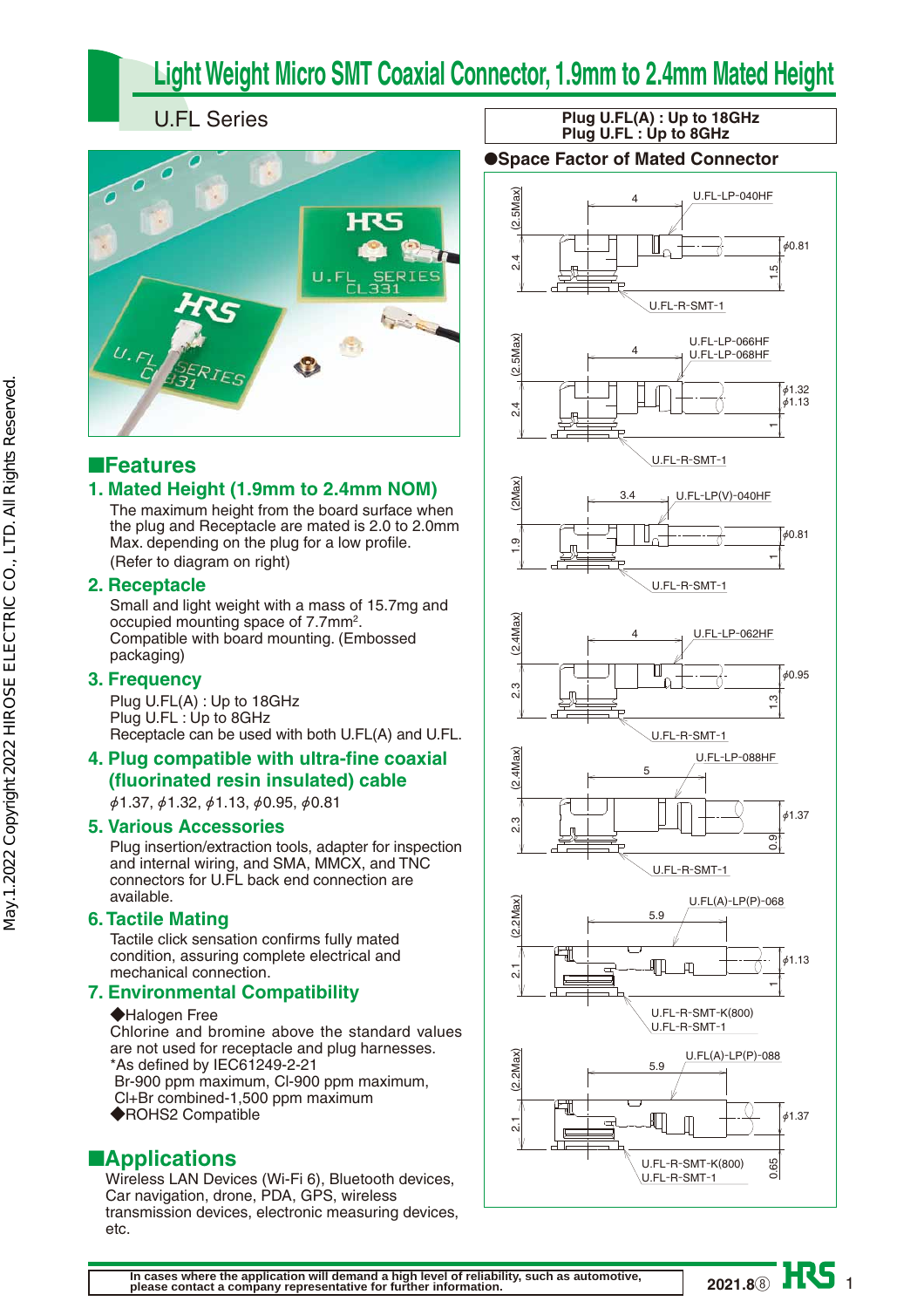# Light Weight Micro SMT Coaxial Connector, 1.9mm to 2.4mm Mated Height

## U.FL Series

**Plug U.FL(A) : Up to 18GHz**
**Plug U.FL : Up to 8GHz**

## ■Features

### 1. Mated Height (1.9mm to 2.4mm NOM)

The maximum height from the board surface when the plug and Receptacle are mated is 2.0 to 2.0mm Max. depending on the plug for a low profile.
(Refer to diagram on right)

### 2. Receptacle

Small and light weight with a mass of 15.7mg and occupied mounting space of 7.7mm$^2$.
Compatible with board mounting. (Embossed packaging)

### 3. Frequency

Plug U.FL(A) : Up to 18GHz
Plug U.FL : Up to 8GHz
Receptacle can be used with both U.FL(A) and U.FL.

### 4. Plug compatible with ultra-fine coaxial (fluorinated resin insulated) cable

$\phi$1.37, $\phi$1.32, $\phi$1.13, $\phi$0.95, $\phi$0.81

### 5. Various Accessories

Plug insertion/extraction tools, adapter for inspection and internal wiring, and SMA, MMCX, and TNC connectors for U.FL back end connection are available.

### 6. Tactile Mating

Tactile click sensation confirms fully mated condition, assuring complete electrical and mechanical connection.

### 7. Environmental Compatibility

◆Halogen Free
Chlorine and bromine above the standard values are not used for receptacle and plug harnesses.
*As defined by IEC61249-2-21
Br-900 ppm maximum, Cl-900 ppm maximum,
Cl+Br combined-1,500 ppm maximum
◆ROHS2 Compatible

## ■Applications

Wireless LAN Devices (Wi-Fi 6), Bluetooth devices, Car navigation, drone, PDA, GPS, wireless transmission devices, electronic measuring devices, etc.

## ●Space Factor of Mated Connector

U.FL-LP-040HF / U.FL-R-SMT-1: 4, (2.5Max), 2.4, 1.5, $\phi$0.81

U.FL-LP-066HF, U.FL-LP-068HF / U.FL-R-SMT-1: 4, (2.5Max), 2.4, 1, $\phi$1.32, $\phi$1.13

U.FL-LP(V)-040HF / U.FL-R-SMT-1: 3.4, (2Max), 1.9, 1, $\phi$0.81

U.FL-LP-062HF / U.FL-R-SMT-1: 4, (2.4Max), 2.3, 1.3, $\phi$0.95

U.FL-LP-088HF / U.FL-R-SMT-1: 5, (2.4Max), 2.3, 0.9, $\phi$1.37

U.FL(A)-LP(P)-068 / U.FL-R-SMT-K(800), U.FL-R-SMT-1: 5.9, (2.2Max), 2.1, 1, $\phi$1.13

U.FL(A)-LP(P)-088 / U.FL-R-SMT-K(800), U.FL-R-SMT-1: 5.9, (2.2Max), 2.1, 0.65, $\phi$1.37

In cases where the application will demand a high level of reliability, such as automotive, please contact a company representative for further information.

2021.8⑧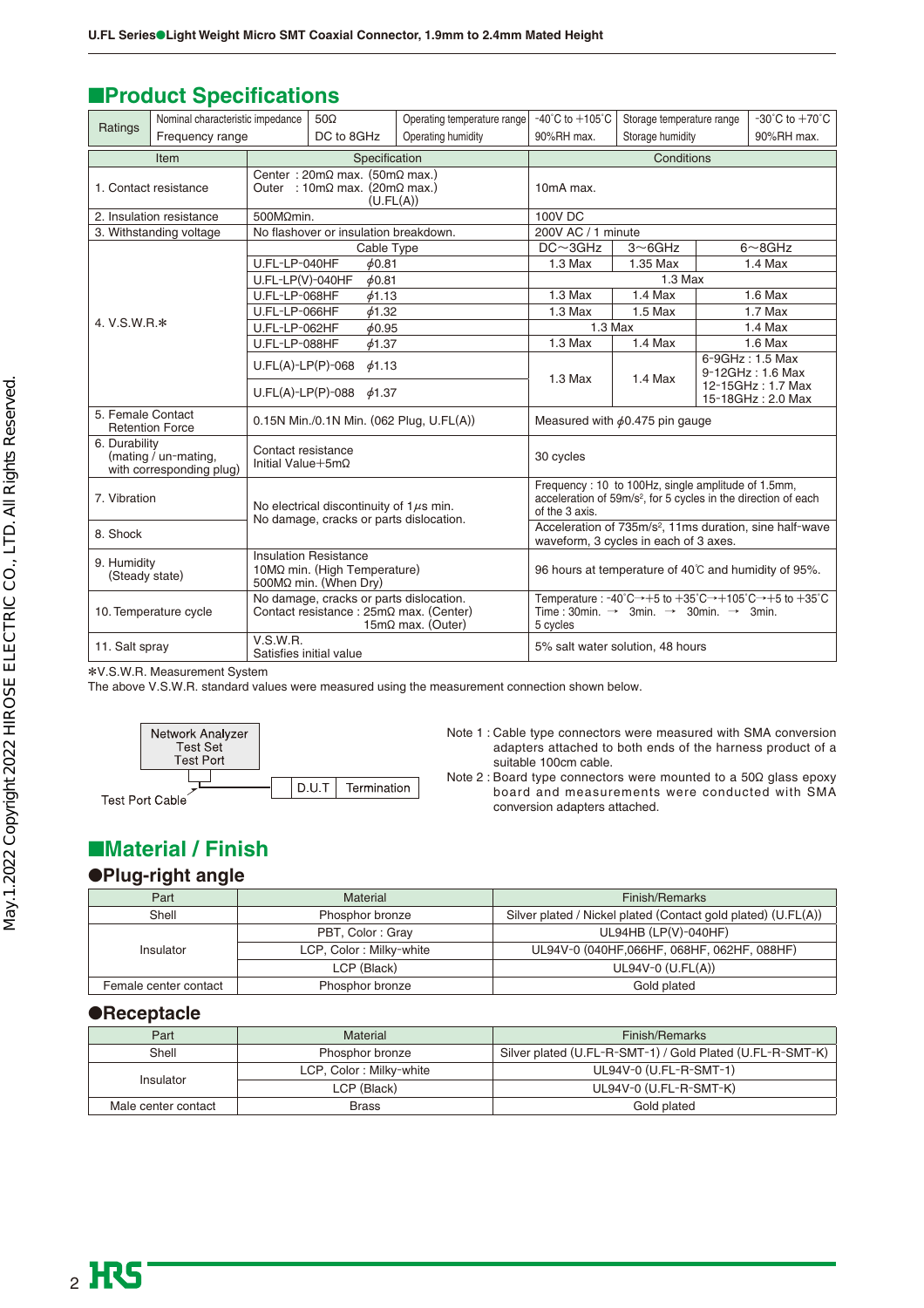## ■Product Specifications

| Ratings | Nominal characteristic impedance | 50Ω | Operating temperature range | -40°C to +105°C | Storage temperature range | -30°C to +70°C |
|---|---|---|---|---|---|---|
| | Frequency range | DC to 8GHz | Operating humidity | 90%RH max. | Storage humidity | 90%RH max. |

| Item | Specification | | Conditions | | |
|---|---|---|---|---|---|
| 1. Contact resistance | Center : 20mΩ max. (50mΩ max.) Outer : 10mΩ max. (20mΩ max.) (U.FL(A)) | | 10mA max. | | |
| 2. Insulation resistance | 500MΩmin. | | 100V DC | | |
| 3. Withstanding voltage | No flashover or insulation breakdown. | | 200V AC / 1 minute | | |
| 4. V.S.W.R.* | Cable Type | | DC~3GHz | 3~6GHz | 6~8GHz |
| | U.FL-LP-040HF | ϕ0.81 | 1.3 Max | 1.35 Max | 1.4 Max |
| | U.FL-LP(V)-040HF | ϕ0.81 | 1.3 Max | | |
| | U.FL-LP-068HF | ϕ1.13 | 1.3 Max | 1.4 Max | 1.6 Max |
| | U.FL-LP-066HF | ϕ1.32 | 1.3 Max | 1.5 Max | 1.7 Max |
| | U.FL-LP-062HF | ϕ0.95 | 1.3 Max | | 1.4 Max |
| | U.FL-LP-088HF | ϕ1.37 | 1.3 Max | 1.4 Max | 1.6 Max |
| | U.FL(A)-LP(P)-068 | ϕ1.13 | 1.3 Max | 1.4 Max | 6-9GHz : 1.5 Max 9-12GHz : 1.6 Max 12-15GHz : 1.7 Max 15-18GHz : 2.0 Max |
| | U.FL(A)-LP(P)-088 | ϕ1.37 | | | |
| 5. Female Contact Retention Force | 0.15N Min./0.1N Min. (062 Plug, U.FL(A)) | | Measured with ϕ0.475 pin gauge | | |
| 6. Durability (mating / un-mating, with corresponding plug) | Contact resistance Initial Value+5mΩ | | 30 cycles | | |
| 7. Vibration | No electrical discontinuity of 1$\mu$s min. No damage, cracks or parts dislocation. | | Frequency : 10 to 100Hz, single amplitude of 1.5mm, acceleration of 59m/s², for 5 cycles in the direction of each of the 3 axis. | | |
| 8. Shock | | | Acceleration of 735m/s², 11ms duration, sine half-wave waveform, 3 cycles in each of 3 axes. | | |
| 9. Humidity (Steady state) | Insulation Resistance 10MΩ min. (High Temperature) 500MΩ min. (When Dry) | | 96 hours at temperature of 40℃ and humidity of 95%. | | |
| 10. Temperature cycle | No damage, cracks or parts dislocation. Contact resistance : 25mΩ max. (Center) 15mΩ max. (Outer) | | Temperature : -40°C→+5 to +35°C→+105°C→+5 to +35°C Time : 30min. → 3min. → 30min. → 3min. 5 cycles | | |
| 11. Salt spray | V.S.W.R. Satisfies initial value | | 5% salt water solution, 48 hours | | |

*V.S.W.R. Measurement System

The above V.S.W.R. standard values were measured using the measurement connection shown below.

Network Analyzer Test Set Test Port — Test Port Cable — D.U.T — Termination

Note 1 : Cable type connectors were measured with SMA conversion adapters attached to both ends of the harness product of a suitable 100cm cable.

Note 2 : Board type connectors were mounted to a 50Ω glass epoxy board and measurements were conducted with SMA conversion adapters attached.

## ■Material / Finish

### ●Plug-right angle

| Part | Material | Finish/Remarks |
|---|---|---|
| Shell | Phosphor bronze | Silver plated / Nickel plated (Contact gold plated) (U.FL(A)) |
| Insulator | PBT, Color : Gray | UL94HB (LP(V)-040HF) |
| | LCP, Color : Milky-white | UL94V-0 (040HF,066HF, 068HF, 062HF, 088HF) |
| | LCP (Black) | UL94V-0 (U.FL(A)) |
| Female center contact | Phosphor bronze | Gold plated |

### ●Receptacle

| Part | Material | Finish/Remarks |
|---|---|---|
| Shell | Phosphor bronze | Silver plated (U.FL-R-SMT-1) / Gold Plated (U.FL-R-SMT-K) |
| Insulator | LCP, Color : Milky-white | UL94V-0 (U.FL-R-SMT-1) |
| | LCP (Black) | UL94V-0 (U.FL-R-SMT-K) |
| Male center contact | Brass | Gold plated |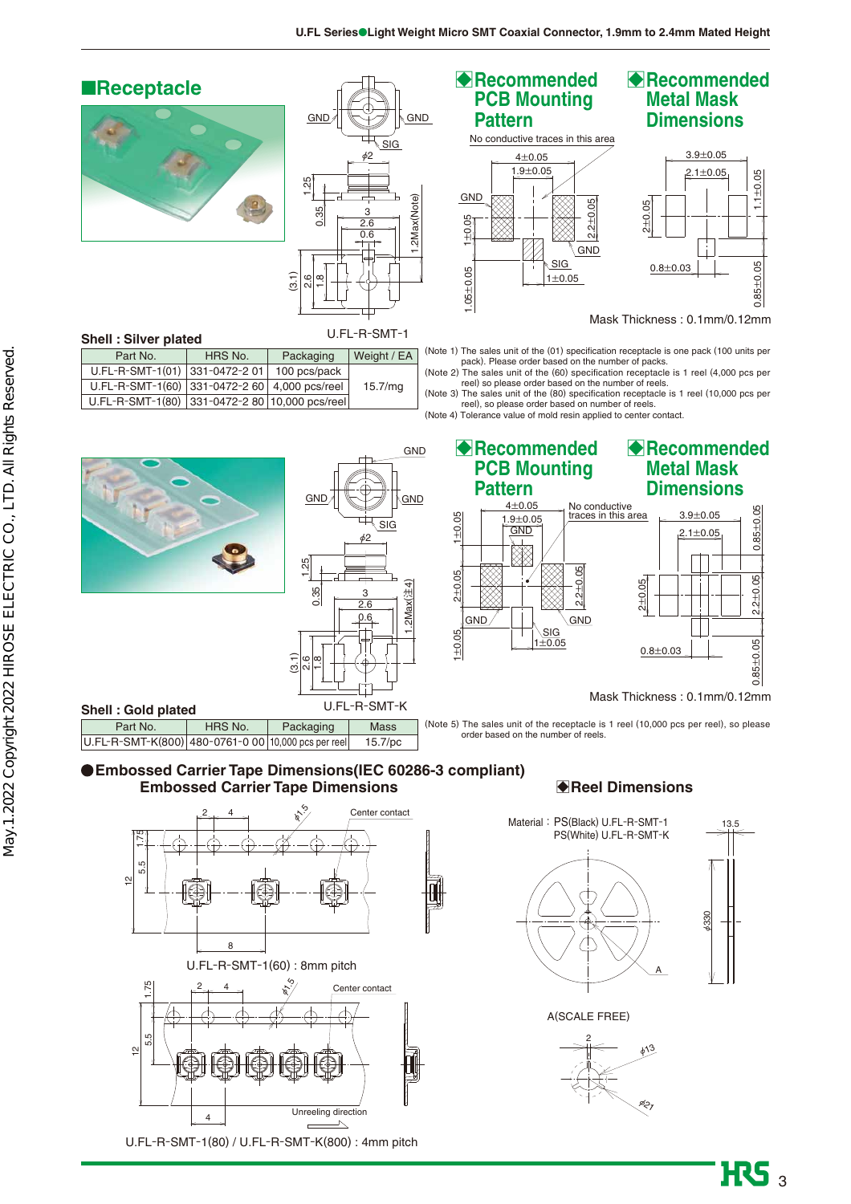## ■Receptacle

U.FL-R-SMT-1

### ◆Recommended PCB Mounting Pattern

No conductive traces in this area

### ◆Recommended Metal Mask Dimensions

Mask Thickness : 0.1mm/0.12mm

**Shell : Silver plated**

| Part No. | HRS No. | Packaging | Weight / EA |
|---|---|---|---|
| U.FL-R-SMT-1(01) | 331-0472-2 01 | 100 pcs/pack | 15.7/mg |
| U.FL-R-SMT-1(60) | 331-0472-2 60 | 4,000 pcs/reel | |
| U.FL-R-SMT-1(80) | 331-0472-2 80 | 10,000 pcs/reel | |

(Note 1) The sales unit of the (01) specification receptacle is one pack (100 units per pack). Please order based on the number of packs.
(Note 2) The sales unit of the (60) specification receptacle is 1 reel (4,000 pcs per reel) so please order based on the number of reels.
(Note 3) The sales unit of the (80) specification receptacle is 1 reel (10,000 pcs per reel), so please order based on number of reels.
(Note 4) Tolerance value of mold resin applied to center contact.

U.FL-R-SMT-K

### ◆Recommended PCB Mounting Pattern

No conductive traces in this area

### ◆Recommended Metal Mask Dimensions

Mask Thickness : 0.1mm/0.12mm

**Shell : Gold plated**

| Part No. | HRS No. | Packaging | Mass |
|---|---|---|---|
| U.FL-R-SMT-K(800) | 480-0761-0 00 | 10,000 pcs per reel | 15.7/pc |

(Note 5) The sales unit of the receptacle is 1 reel (10,000 pcs per reel), so please order based on the number of reels.

## ●Embossed Carrier Tape Dimensions(IEC 60286-3 compliant)

### Embossed Carrier Tape Dimensions

U.FL-R-SMT-1(60) : 8mm pitch

Unreeling direction

U.FL-R-SMT-1(80) / U.FL-R-SMT-K(800) : 4mm pitch

### ◆Reel Dimensions

Material : PS(Black) U.FL-R-SMT-1
PS(White) U.FL-R-SMT-K

A(SCALE FREE)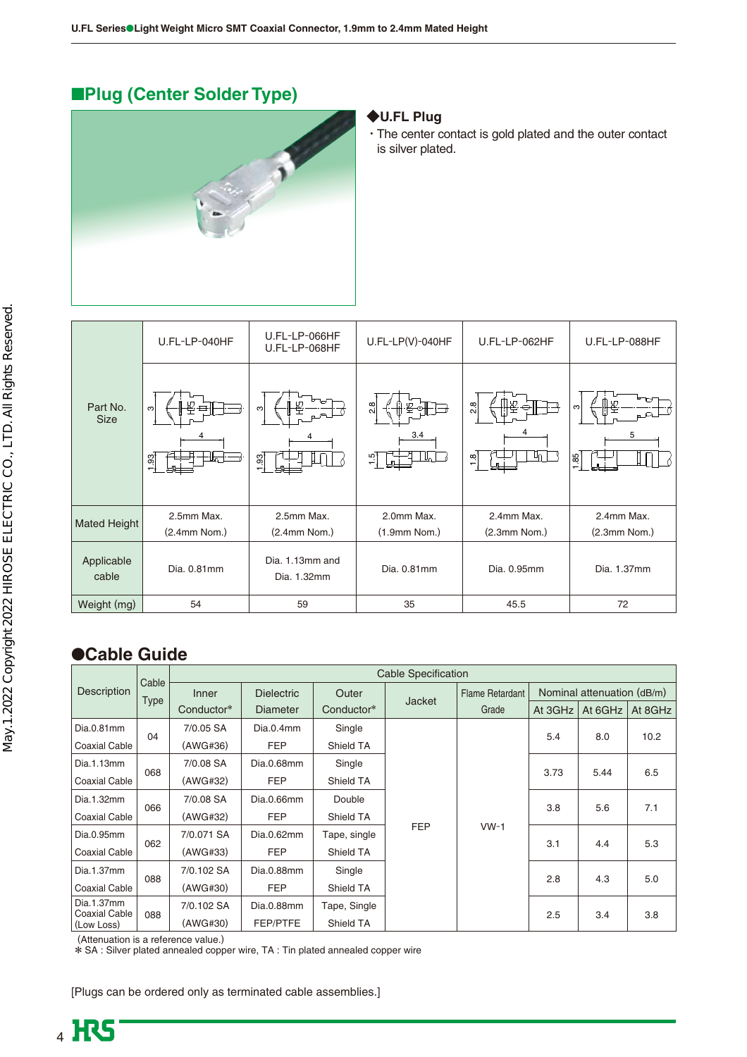## ■Plug (Center Solder Type)

### ◆U.FL Plug

・The center contact is gold plated and the outer contact is silver plated.

| Part No. Size | U.FL-LP-040HF | U.FL-LP-066HF U.FL-LP-068HF | U.FL-LP(V)-040HF | U.FL-LP-062HF | U.FL-LP-088HF |
|---|---|---|---|---|---|
| Mated Height | 2.5mm Max. (2.4mm Nom.) | 2.5mm Max. (2.4mm Nom.) | 2.0mm Max. (1.9mm Nom.) | 2.4mm Max. (2.3mm Nom.) | 2.4mm Max. (2.3mm Nom.) |
| Applicable cable | Dia. 0.81mm | Dia. 1.13mm and Dia. 1.32mm | Dia. 0.81mm | Dia. 0.95mm | Dia. 1.37mm |
| Weight (mg) | 54 | 59 | 35 | 45.5 | 72 |

## ●Cable Guide

| Description | Cable Type | Cable Specification | | | | | | | |
|---|---|---|---|---|---|---|---|---|---|
| | | Inner Conductor* | Dielectric Diameter | Outer Conductor* | Jacket | Flame Retardant Grade | Nominal attenuation (dB/m) | | |
| | | | | | | | At 3GHz | At 6GHz | At 8GHz |
| Dia.0.81mm Coaxial Cable | 04 | 7/0.05 SA (AWG#36) | Dia.0.4mm FEP | Single Shield TA | FEP | VW-1 | 5.4 | 8.0 | 10.2 |
| Dia.1.13mm Coaxial Cable | 068 | 7/0.08 SA (AWG#32) | Dia.0.68mm FEP | Single Shield TA | FEP | VW-1 | 3.73 | 5.44 | 6.5 |
| Dia.1.32mm Coaxial Cable | 066 | 7/0.08 SA (AWG#32) | Dia.0.66mm FEP | Double Shield TA | FEP | VW-1 | 3.8 | 5.6 | 7.1 |
| Dia.0.95mm Coaxial Cable | 062 | 7/0.071 SA (AWG#33) | Dia.0.62mm FEP | Tape, single Shield TA | FEP | VW-1 | 3.1 | 4.4 | 5.3 |
| Dia.1.37mm Coaxial Cable | 088 | 7/0.102 SA (AWG#30) | Dia.0.88mm FEP | Single Shield TA | FEP | VW-1 | 2.8 | 4.3 | 5.0 |
| Dia.1.37mm Coaxial Cable (Low Loss) | 088 | 7/0.102 SA (AWG#30) | Dia.0.88mm FEP/PTFE | Tape, Single Shield TA | FEP | VW-1 | 2.5 | 3.4 | 3.8 |

(Attenuation is a reference value.)

* SA : Silver plated annealed copper wire, TA : Tin plated annealed copper wire

[Plugs can be ordered only as terminated cable assemblies.]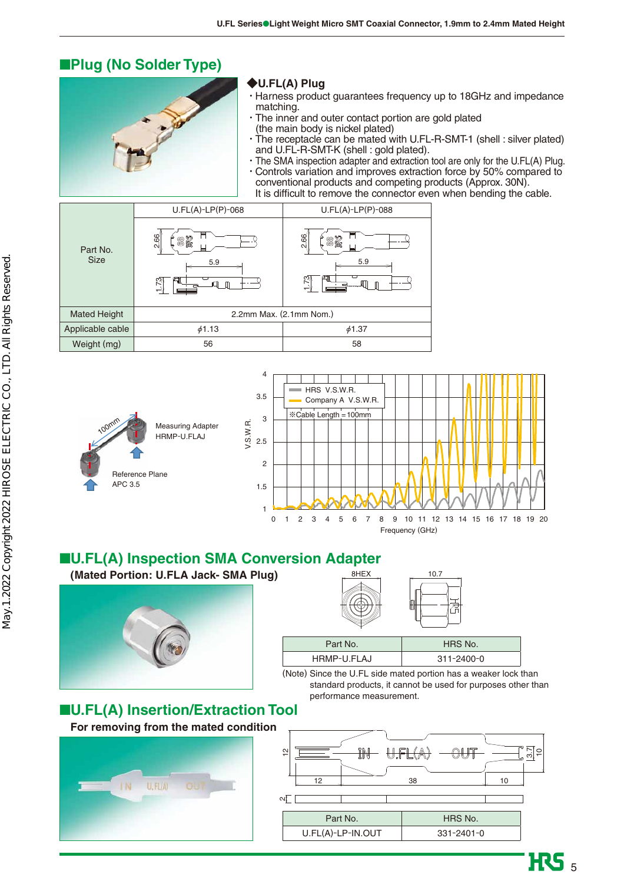## ■Plug (No Solder Type)

### ◆U.FL(A) Plug

- Harness product guarantees frequency up to 18GHz and impedance matching.
- The inner and outer contact portion are gold plated (the main body is nickel plated)
- The receptacle can be mated with U.FL-R-SMT-1 (shell : silver plated) and U.FL-R-SMT-K (shell : gold plated).
- The SMA inspection adapter and extraction tool are only for the U.FL(A) Plug.
- Controls variation and improves extraction force by 50% compared to conventional products and competing products (Approx. 30N). It is difficult to remove the connector even when bending the cable.

| Part No. / Size | U.FL(A)-LP(P)-068 | U.FL(A)-LP(P)-088 |
|---|---|---|
| Mated Height | 2.2mm Max. (2.1mm Nom.) | |
| Applicable cable | $\phi$1.13 | $\phi$1.37 |
| Weight (mg) | 56 | 58 |

Measuring Adapter HRMP-U.FLAJ

Reference Plane APC 3.5

HRS V.S.W.R.
Company A V.S.W.R.
※Cable Length = 100mm

## ■U.FL(A) Inspection SMA Conversion Adapter

**(Mated Portion: U.FLA Jack- SMA Plug)**

| Part No. | HRS No. |
|---|---|
| HRMP-U.FLAJ | 311-2400-0 |

(Note) Since the U.FL side mated portion has a weaker lock than standard products, it cannot be used for purposes other than performance measurement.

## ■U.FL(A) Insertion/Extraction Tool

**For removing from the mated condition**

| Part No. | HRS No. |
|---|---|
| U.FL(A)-LP-IN.OUT | 331-2401-0 |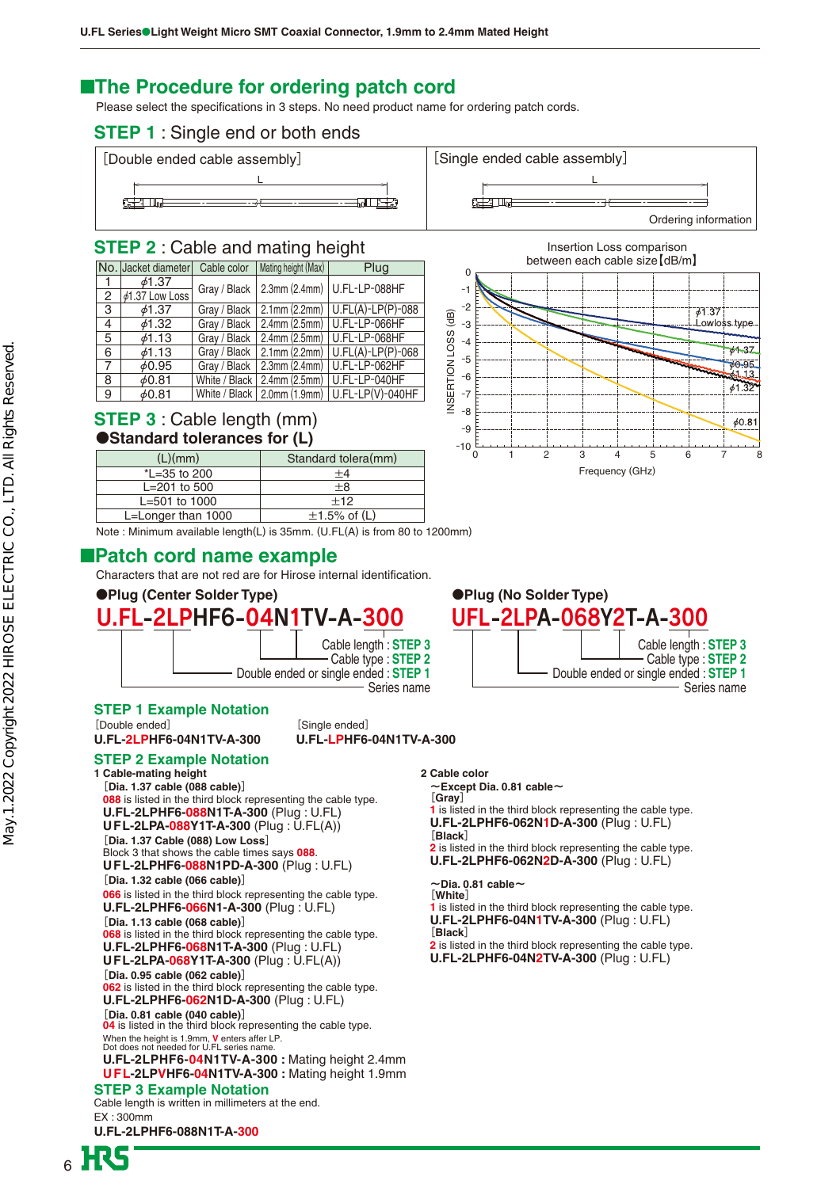## ■The Procedure for ordering patch cord

Please select the specifications in 3 steps. No need product name for ordering patch cords.

### STEP 1 : Single end or both ends

| [Double ended cable assembly] | [Single ended cable assembly] |
|---|---|
| L | L |
| | Ordering information |

### STEP 2 : Cable and mating height

| No. | Jacket diameter | Cable color | Mating height (Max) | Plug |
|---|---|---|---|---|
| 1 | ϕ1.37 | Gray / Black | 2.3mm (2.4mm) | U.FL-LP-088HF |
| 2 | ϕ1.37 Low Loss | | | |
| 3 | ϕ1.37 | Gray / Black | 2.1mm (2.2mm) | U.FL(A)-LP(P)-088 |
| 4 | ϕ1.32 | Gray / Black | 2.4mm (2.5mm) | U.FL-LP-066HF |
| 5 | ϕ1.13 | Gray / Black | 2.4mm (2.5mm) | U.FL-LP-068HF |
| 6 | ϕ1.13 | Gray / Black | 2.1mm (2.2mm) | U.FL(A)-LP(P)-068 |
| 7 | ϕ0.95 | Gray / Black | 2.3mm (2.4mm) | U.FL-LP-062HF |
| 8 | ϕ0.81 | White / Black | 2.4mm (2.5mm) | U.FL-LP-040HF |
| 9 | ϕ0.81 | White / Black | 2.0mm (1.9mm) | U.FL-LP(V)-040HF |

Insertion Loss comparison between each cable size【dB/m】

INSERTION LOSS (dB): 0, -1, -2, -3, -4, -5, -6, -7, -8, -9, -10

Frequency (GHz): 0, 1, 2, 3, 4, 5, 6, 7, 8

ϕ1.37 Lowloss type, ϕ1.37, ϕ0.95, ϕ1.13, ϕ1.32, ϕ0.81

### STEP 3 : Cable length (mm)

**●Standard tolerances for (L)**

| (L)(mm) | Standard tolera(mm) |
|---|---|
| *L=35 to 200 | ±4 |
| L=201 to 500 | ±8 |
| L=501 to 1000 | ±12 |
| L=Longer than 1000 | ±1.5% of (L) |

Note : Minimum available length(L) is 35mm. (U.FL(A) is from 80 to 1200mm)

## ■Patch cord name example

Characters that are not red are for Hirose internal identification.

**●Plug (Center Solder Type)**

**U.FL-2LPHF6-04N1TV-A-300**

- Cable length : STEP 3
- Cable type : STEP 2
- Double ended or single ended : STEP 1
- Series name

**●Plug (No Solder Type)**

**UFL-2LPA-068Y2T-A-300**

- Cable length : STEP 3
- Cable type : STEP 2
- Double ended or single ended : STEP 1
- Series name

### STEP 1 Example Notation

[Double ended]
**U.FL-2LPHF6-04N1TV-A-300**

[Single ended]
**U.FL-LPHF6-04N1TV-A-300**

### STEP 2 Example Notation

**1 Cable-mating height**

[**Dia. 1.37 cable (088 cable)**]
088 is listed in the third block representing the cable type.
**U.FL-2LPHF6-088N1T-A-300** (Plug : U.FL)
**U.FL-2LPA-088Y1T-A-300** (Plug : U.FL(A))

[**Dia. 1.37 Cable (088) Low Loss**]
Block 3 that shows the cable times says 088.
**UFL-2LPHF6-088N1PD-A-300** (Plug : U.FL)

[**Dia. 1.32 cable (066 cable)**]
066 is listed in the third block representing the cable type.
**U.FL-2LPHF6-066N1-A-300** (Plug : U.FL)

[**Dia. 1.13 cable (068 cable)**]
068 is listed in the third block representing the cable type.
**U.FL-2LPHF6-068N1T-A-300** (Plug : U.FL)
**U.FL-2LPA-068Y1T-A-300** (Plug : U.FL(A))

[**Dia. 0.95 cable (062 cable)**]
062 is listed in the third block representing the cable type.
**U.FL-2LPHF6-062N1D-A-300** (Plug : U.FL)

[**Dia. 0.81 cable (040 cable)**]
04 is listed in the third block representing the cable type.
When the height is 1.9mm, V enters affer LP.
Dot does not needed for U.FL series name.
**U.FL-2LPHF6-04N1TV-A-300 :** Mating height 2.4mm
**UFL-2LPVHF6-04N1TV-A-300 :** Mating height 1.9mm

**2 Cable color**

**∼Except Dia. 0.81 cable∼**
[**Gray**]
1 is listed in the third block representing the cable type.
**U.FL-2LPHF6-062N1D-A-300** (Plug : U.FL)
[**Black**]
2 is listed in the third block representing the cable type.
**U.FL-2LPHF6-062N2D-A-300** (Plug : U.FL)

**∼Dia. 0.81 cable∼**
[**White**]
1 is listed in the third block representing the cable type.
**U.FL-2LPHF6-04N1TV-A-300** (Plug : U.FL)
[**Black**]
2 is listed in the third block representing the cable type.
**U.FL-2LPHF6-04N2TV-A-300** (Plug : U.FL)

### STEP 3 Example Notation

Cable length is written in millimeters at the end.
EX : 300mm
**U.FL-2LPHF6-088N1T-A-300**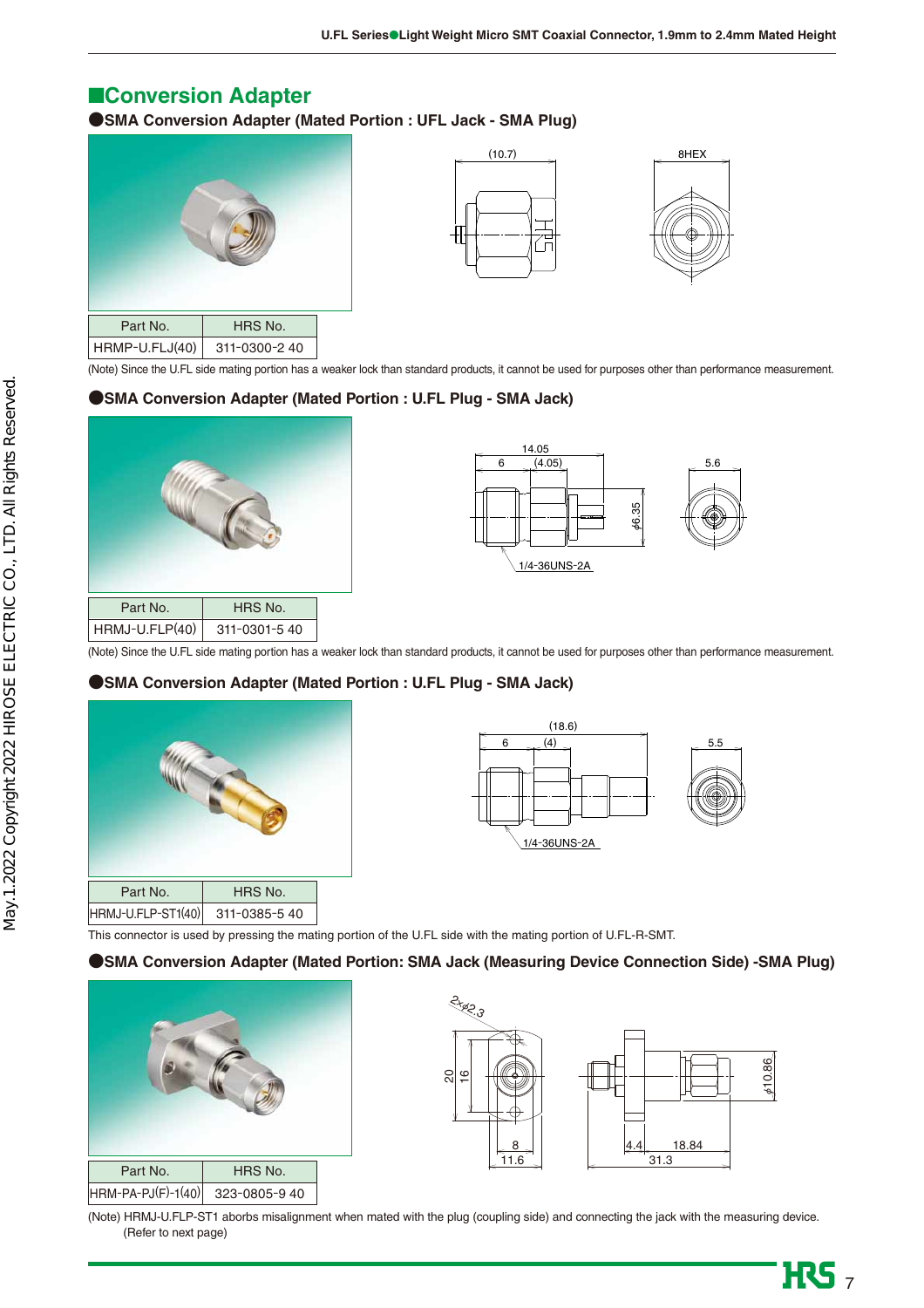## ■Conversion Adapter

### ●SMA Conversion Adapter (Mated Portion : UFL Jack - SMA Plug)

| Part No. | HRS No. |
|---|---|
| HRMP-U.FLJ(40) | 311-0300-2 40 |

(Note) Since the U.FL side mating portion has a weaker lock than standard products, it cannot be used for purposes other than performance measurement.

### ●SMA Conversion Adapter (Mated Portion : U.FL Plug - SMA Jack)

| Part No. | HRS No. |
|---|---|
| HRMJ-U.FLP(40) | 311-0301-5 40 |

(Note) Since the U.FL side mating portion has a weaker lock than standard products, it cannot be used for purposes other than performance measurement.

### ●SMA Conversion Adapter (Mated Portion : U.FL Plug - SMA Jack)

| Part No. | HRS No. |
|---|---|
| HRMJ-U.FLP-ST1(40) | 311-0385-5 40 |

This connector is used by pressing the mating portion of the U.FL side with the mating portion of U.FL-R-SMT.

### ●SMA Conversion Adapter (Mated Portion: SMA Jack (Measuring Device Connection Side) -SMA Plug)

| Part No. | HRS No. |
|---|---|
| HRM-PA-PJ(F)-1(40) | 323-0805-9 40 |

(Note) HRMJ-U.FLP-ST1 aborbs misalignment when mated with the plug (coupling side) and connecting the jack with the measuring device.
(Refer to next page)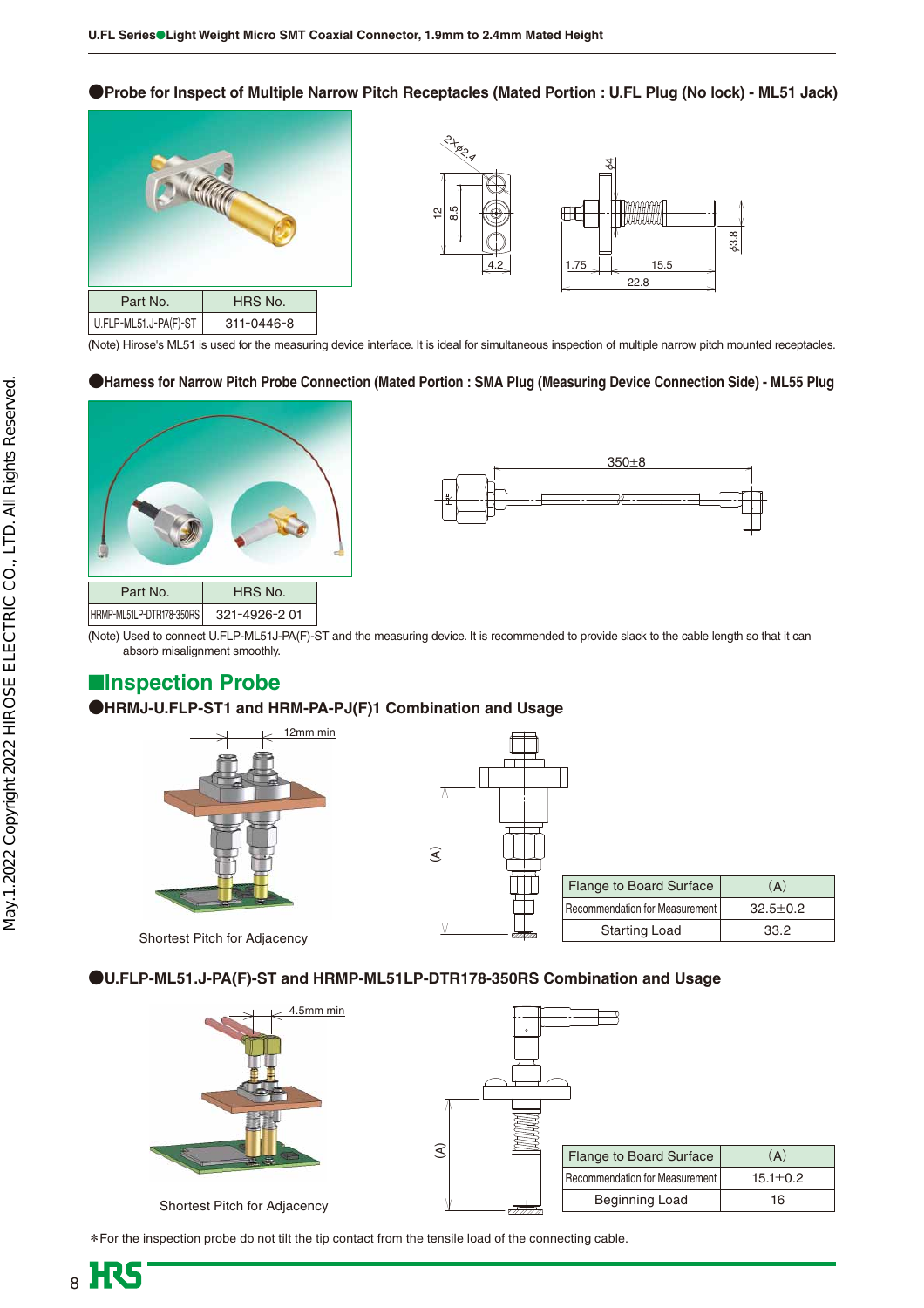● Probe for Inspect of Multiple Narrow Pitch Receptacles (Mated Portion : U.FL Plug (No lock) - ML51 Jack)

| Part No. | HRS No. |
|---|---|
| U.FLP-ML51.J-PA(F)-ST | 311-0446-8 |

(Note) Hirose's ML51 is used for the measuring device interface. It is ideal for simultaneous inspection of multiple narrow pitch mounted receptacles.

● Harness for Narrow Pitch Probe Connection (Mated Portion : SMA Plug (Measuring Device Connection Side) - ML55 Plug

| Part No. | HRS No. |
|---|---|
| HRMP-ML51LP-DTR178-350RS | 321-4926-2 01 |

(Note) Used to connect U.FLP-ML51J-PA(F)-ST and the measuring device. It is recommended to provide slack to the cable length so that it can absorb misalignment smoothly.

## ■Inspection Probe

### ● HRMJ-U.FLP-ST1 and HRM-PA-PJ(F)1 Combination and Usage

12mm min

Shortest Pitch for Adjacency

| Flange to Board Surface | (A) |
|---|---|
| Recommendation for Measurement | 32.5±0.2 |
| Starting Load | 33.2 |

### ● U.FLP-ML51.J-PA(F)-ST and HRMP-ML51LP-DTR178-350RS Combination and Usage

4.5mm min

Shortest Pitch for Adjacency

| Flange to Board Surface | (A) |
|---|---|
| Recommendation for Measurement | 15.1±0.2 |
| Beginning Load | 16 |

*For the inspection probe do not tilt the tip contact from the tensile load of the connecting cable.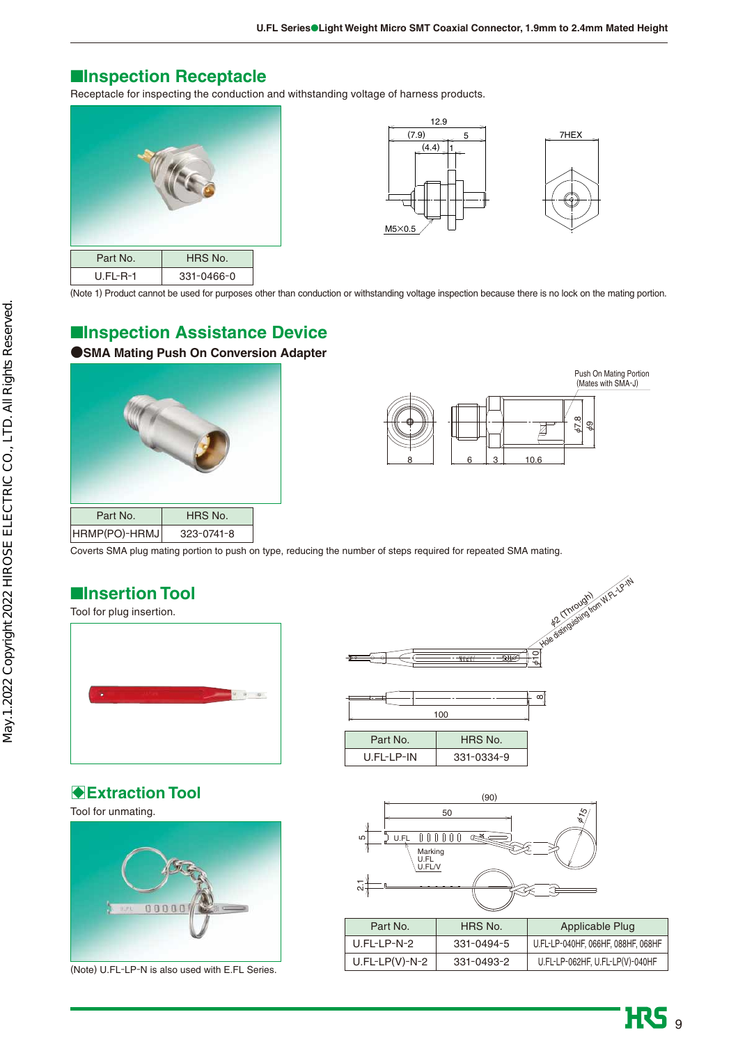## ■Inspection Receptacle

Receptacle for inspecting the conduction and withstanding voltage of harness products.

| Part No. | HRS No. |
|---|---|
| U.FL-R-1 | 331-0466-0 |

(Note 1) Product cannot be used for purposes other than conduction or withstanding voltage inspection because there is no lock on the mating portion.

## ■Inspection Assistance Device

### ●SMA Mating Push On Conversion Adapter

| Part No. | HRS No. |
|---|---|
| HRMP(PO)-HRMJ | 323-0741-8 |

Coverts SMA plug mating portion to push on type, reducing the number of steps required for repeated SMA mating.

## ■Insertion Tool

Tool for plug insertion.

| Part No. | HRS No. |
|---|---|
| U.FL-LP-IN | 331-0334-9 |

## ◆Extraction Tool

Tool for unmating.

| Part No. | HRS No. | Applicable Plug |
|---|---|---|
| U.FL-LP-N-2 | 331-0494-5 | U.FL-LP-040HF, 066HF, 088HF, 068HF |
| U.FL-LP(V)-N-2 | 331-0493-2 | U.FL-LP-062HF, U.FL-LP(V)-040HF |

(Note) U.FL-LP-N is also used with E.FL Series.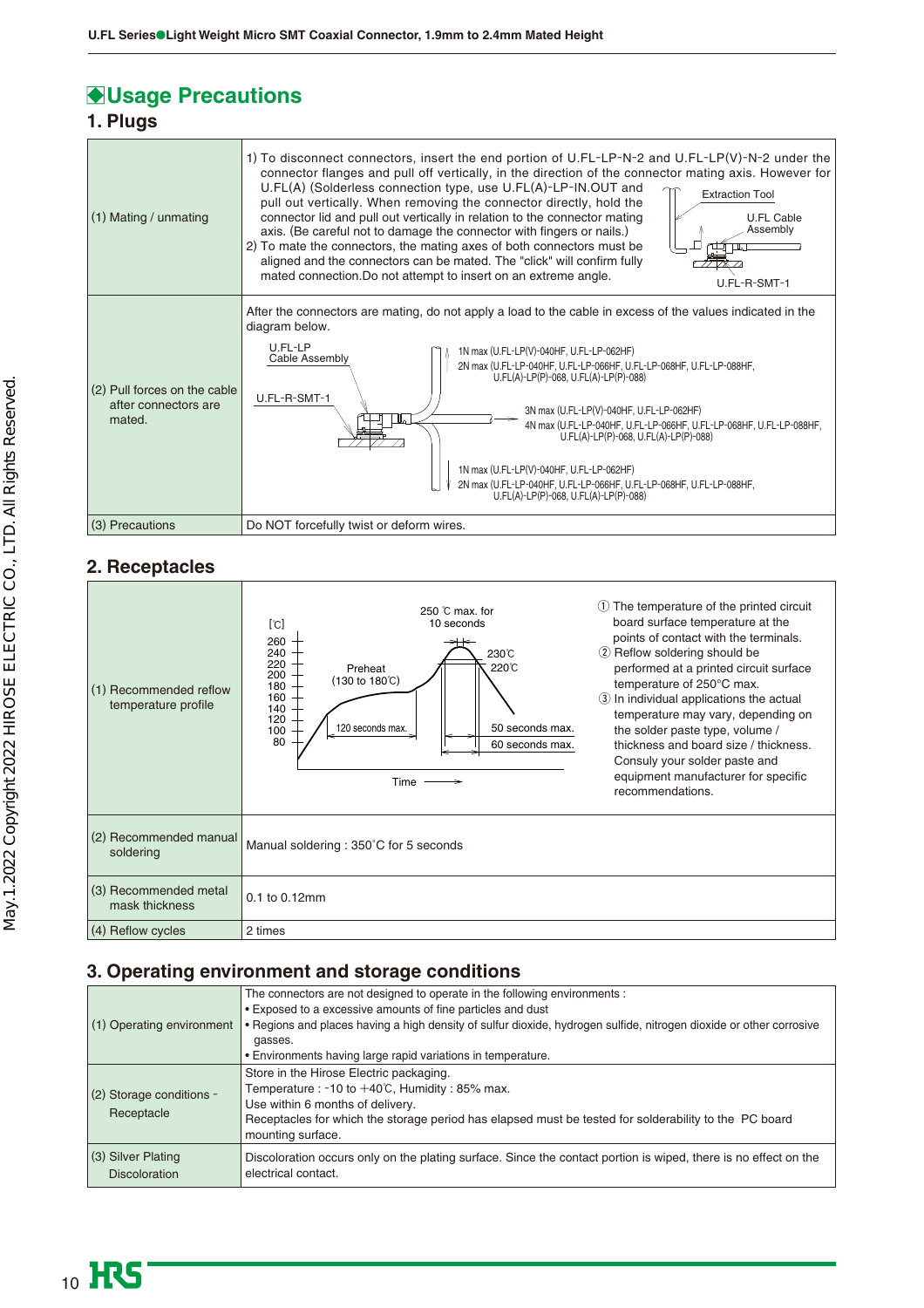## Usage Precautions

### 1. Plugs

| | |
|---|---|
| (1) Mating / unmating | 1) To disconnect connectors, insert the end portion of U.FL-LP-N-2 and U.FL-LP(V)-N-2 under the connector flanges and pull off vertically, in the direction of the connector mating axis. However for U.FL(A) (Solderless connection type, use U.FL(A)-LP-IN.OUT and pull out vertically. When removing the connector directly, hold the connector lid and pull out vertically in relation to the connector mating axis. (Be careful not to damage the connector with fingers or nails.)<br>2) To mate the connectors, the mating axes of both connectors must be aligned and the connectors can be mated. The "click" will confirm fully mated connection.Do not attempt to insert on an extreme angle.<br>Extraction Tool / U.FL Cable Assembly / U.FL-R-SMT-1 |
| (2) Pull forces on the cable after connectors are mated. | After the connectors are mating, do not apply a load to the cable in excess of the values indicated in the diagram below.<br>U.FL-LP Cable Assembly / U.FL-R-SMT-1<br>1N max (U.FL-LP(V)-040HF, U.FL-LP-062HF)<br>2N max (U.FL-LP-040HF, U.FL-LP-066HF, U.FL-LP-068HF, U.FL-LP-088HF, U.FL(A)-LP(P)-068, U.FL(A)-LP(P)-088)<br>3N max (U.FL-LP(V)-040HF, U.FL-LP-062HF)<br>4N max (U.FL-LP-040HF, U.FL-LP-066HF, U.FL-LP-068HF, U.FL-LP-088HF, U.FL(A)-LP(P)-068, U.FL(A)-LP(P)-088)<br>1N max (U.FL-LP(V)-040HF, U.FL-LP-062HF)<br>2N max (U.FL-LP-040HF, U.FL-LP-066HF, U.FL-LP-068HF, U.FL-LP-088HF, U.FL(A)-LP(P)-068, U.FL(A)-LP(P)-088) |
| (3) Precautions | Do NOT forcefully twist or deform wires. |

### 2. Receptacles

| | |
|---|---|
| (1) Recommended reflow temperature profile | [℃] 260, 240, 220, 200, 180, 160, 140, 120, 100, 80; Time →<br>250 ℃ max. for 10 seconds; 230℃; 220℃; Preheat (130 to 180℃); 120 seconds max.; 50 seconds max.; 60 seconds max.<br>① The temperature of the printed circuit board surface temperature at the points of contact with the terminals.<br>② Reflow soldering should be performed at a printed circuit surface temperature of 250°C max.<br>③ In individual applications the actual temperature may vary, depending on the solder paste type, volume / thickness and board size / thickness. Consuly your solder paste and equipment manufacturer for specific recommendations. |
| (2) Recommended manual soldering | Manual soldering : 350˚C for 5 seconds |
| (3) Recommended metal mask thickness | 0.1 to 0.12mm |
| (4) Reflow cycles | 2 times |

### 3. Operating environment and storage conditions

| | |
|---|---|
| (1) Operating environment | The connectors are not designed to operate in the following environments :<br>• Exposed to a excessive amounts of fine particles and dust<br>• Regions and places having a high density of sulfur dioxide, hydrogen sulfide, nitrogen dioxide or other corrosive gasses.<br>• Environments having large rapid variations in temperature. |
| (2) Storage conditions - Receptacle | Store in the Hirose Electric packaging.<br>Temperature : -10 to +40℃, Humidity : 85% max.<br>Use within 6 months of delivery.<br>Receptacles for which the storage period has elapsed must be tested for solderability to the PC board mounting surface. |
| (3) Silver Plating Discoloration | Discoloration occurs only on the plating surface. Since the contact portion is wiped, there is no effect on the electrical contact. |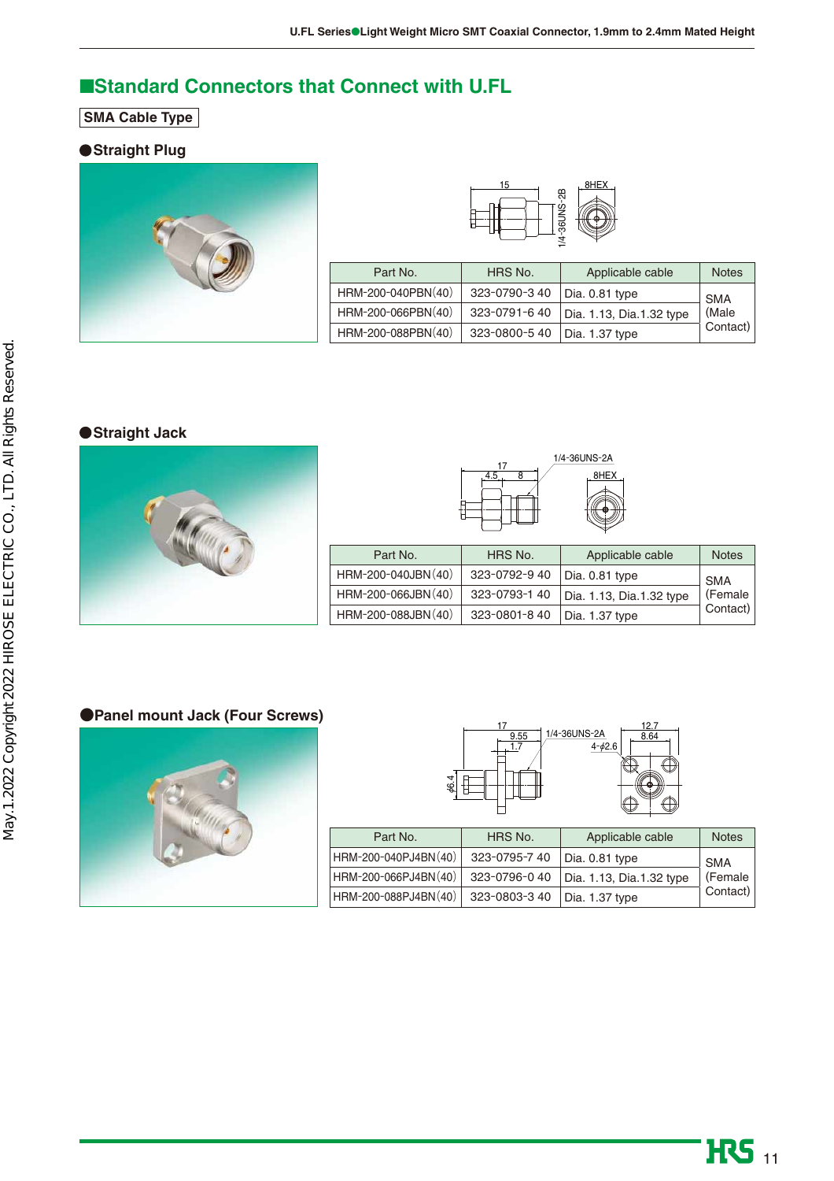# ■Standard Connectors that Connect with U.FL

**SMA Cable Type**

## ●Straight Plug

| Part No. | HRS No. | Applicable cable | Notes |
|---|---|---|---|
| HRM-200-040PBN(40) | 323-0790-3 40 | Dia. 0.81 type | SMA (Male Contact) |
| HRM-200-066PBN(40) | 323-0791-6 40 | Dia. 1.13, Dia.1.32 type | |
| HRM-200-088PBN(40) | 323-0800-5 40 | Dia. 1.37 type | |

## ●Straight Jack

| Part No. | HRS No. | Applicable cable | Notes |
|---|---|---|---|
| HRM-200-040JBN(40) | 323-0792-9 40 | Dia. 0.81 type | SMA (Female Contact) |
| HRM-200-066JBN(40) | 323-0793-1 40 | Dia. 1.13, Dia.1.32 type | |
| HRM-200-088JBN(40) | 323-0801-8 40 | Dia. 1.37 type | |

## ●Panel mount Jack (Four Screws)

| Part No. | HRS No. | Applicable cable | Notes |
|---|---|---|---|
| HRM-200-040PJ4BN(40) | 323-0795-7 40 | Dia. 0.81 type | SMA (Female Contact) |
| HRM-200-066PJ4BN(40) | 323-0796-0 40 | Dia. 1.13, Dia.1.32 type | |
| HRM-200-088PJ4BN(40) | 323-0803-3 40 | Dia. 1.37 type | |

May.1.2022 Copyright 2022 HIROSE ELECTRIC CO., LTD. All Rights Reserved.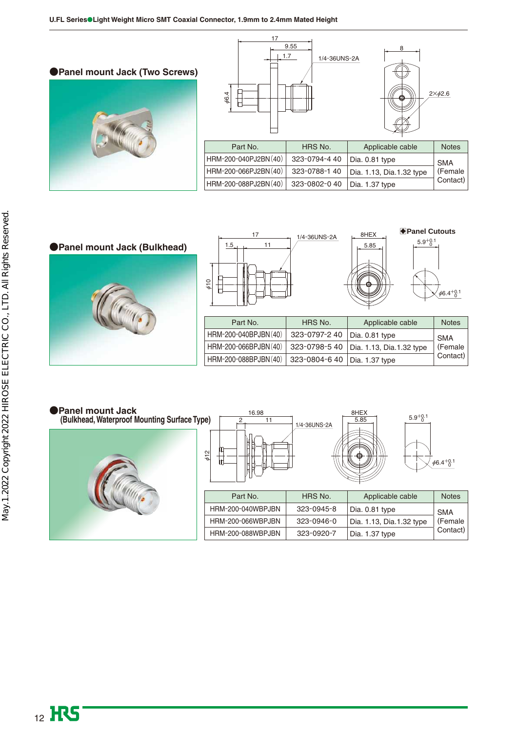## ●Panel mount Jack (Two Screws)

| Part No. | HRS No. | Applicable cable | Notes |
|---|---|---|---|
| HRM-200-040PJ2BN(40) | 323-0794-4 40 | Dia. 0.81 type | SMA (Female Contact) |
| HRM-200-066PJ2BN(40) | 323-0788-1 40 | Dia. 1.13, Dia.1.32 type | |
| HRM-200-088PJ2BN(40) | 323-0802-0 40 | Dia. 1.37 type | |

## ●Panel mount Jack (Bulkhead)

◆Panel Cutouts

| Part No. | HRS No. | Applicable cable | Notes |
|---|---|---|---|
| HRM-200-040BPJBN(40) | 323-0797-2 40 | Dia. 0.81 type | SMA (Female Contact) |
| HRM-200-066BPJBN(40) | 323-0798-5 40 | Dia. 1.13, Dia.1.32 type | |
| HRM-200-088BPJBN(40) | 323-0804-6 40 | Dia. 1.37 type | |

## ●Panel mount Jack (Bulkhead, Waterproof Mounting Surface Type)

| Part No. | HRS No. | Applicable cable | Notes |
|---|---|---|---|
| HRM-200-040WBPJBN | 323-0945-8 | Dia. 0.81 type | SMA (Female Contact) |
| HRM-200-066WBPJBN | 323-0946-0 | Dia. 1.13, Dia.1.32 type | |
| HRM-200-088WBPJBN | 323-0920-7 | Dia. 1.37 type | |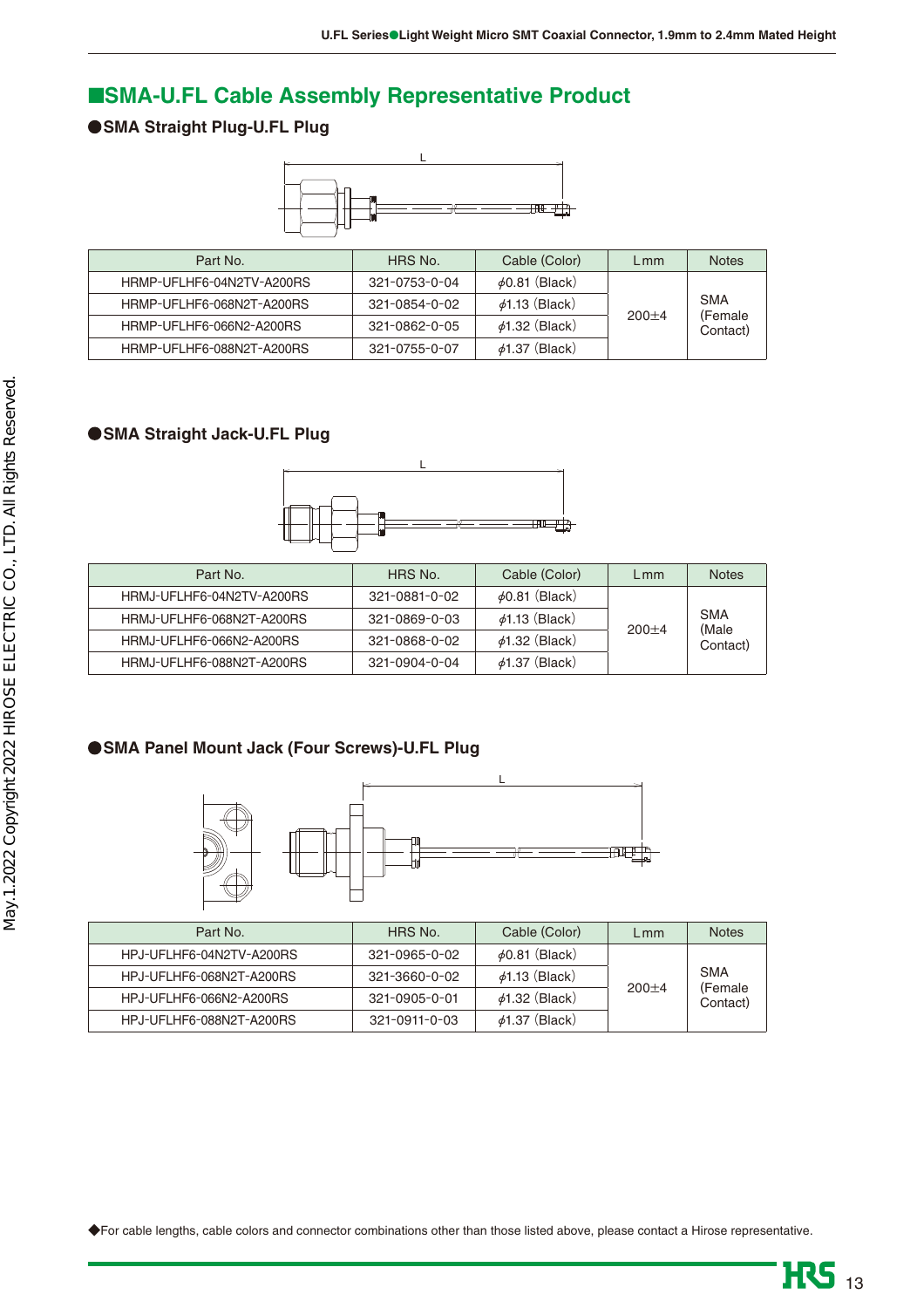## ■SMA-U.FL Cable Assembly Representative Product

### ●SMA Straight Plug-U.FL Plug

| Part No. | HRS No. | Cable (Color) | L mm | Notes |
|---|---|---|---|---|
| HRMP-UFLHF6-04N2TV-A200RS | 321-0753-0-04 | $\phi$0.81 (Black) | 200±4 | SMA (Female Contact) |
| HRMP-UFLHF6-068N2T-A200RS | 321-0854-0-02 | $\phi$1.13 (Black) | | |
| HRMP-UFLHF6-066N2-A200RS | 321-0862-0-05 | $\phi$1.32 (Black) | | |
| HRMP-UFLHF6-088N2T-A200RS | 321-0755-0-07 | $\phi$1.37 (Black) | | |

### ●SMA Straight Jack-U.FL Plug

| Part No. | HRS No. | Cable (Color) | L mm | Notes |
|---|---|---|---|---|
| HRMJ-UFLHF6-04N2TV-A200RS | 321-0881-0-02 | $\phi$0.81 (Black) | 200±4 | SMA (Male Contact) |
| HRMJ-UFLHF6-068N2T-A200RS | 321-0869-0-03 | $\phi$1.13 (Black) | | |
| HRMJ-UFLHF6-066N2-A200RS | 321-0868-0-02 | $\phi$1.32 (Black) | | |
| HRMJ-UFLHF6-088N2T-A200RS | 321-0904-0-04 | $\phi$1.37 (Black) | | |

### ●SMA Panel Mount Jack (Four Screws)-U.FL Plug

| Part No. | HRS No. | Cable (Color) | L mm | Notes |
|---|---|---|---|---|
| HPJ-UFLHF6-04N2TV-A200RS | 321-0965-0-02 | $\phi$0.81 (Black) | 200±4 | SMA (Female Contact) |
| HPJ-UFLHF6-068N2T-A200RS | 321-3660-0-02 | $\phi$1.13 (Black) | | |
| HPJ-UFLHF6-066N2-A200RS | 321-0905-0-01 | $\phi$1.32 (Black) | | |
| HPJ-UFLHF6-088N2T-A200RS | 321-0911-0-03 | $\phi$1.37 (Black) | | |

◆For cable lengths, cable colors and connector combinations other than those listed above, please contact a Hirose representative.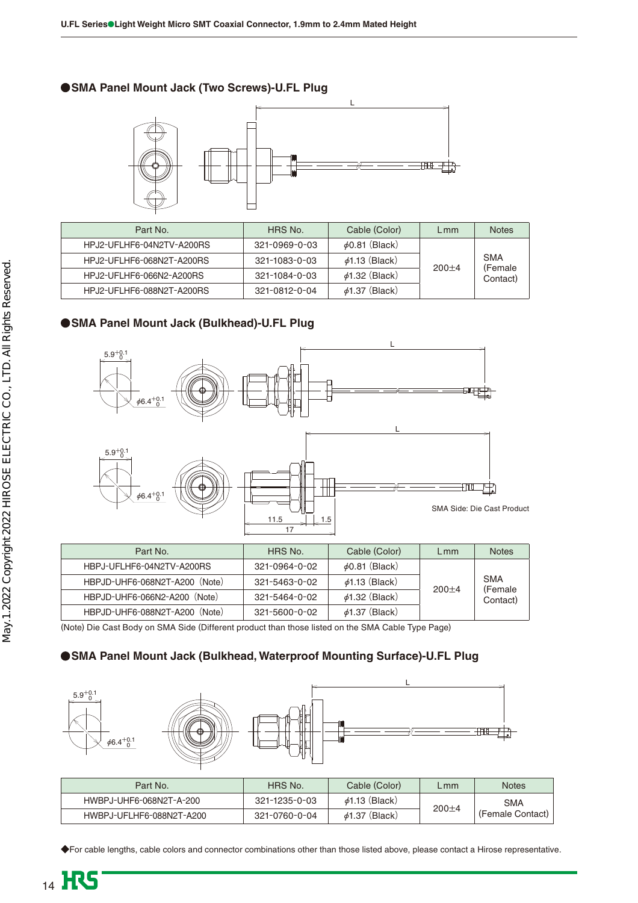## ●SMA Panel Mount Jack (Two Screws)-U.FL Plug

| Part No. | HRS No. | Cable (Color) | L mm | Notes |
|---|---|---|---|---|
| HPJ2-UFLHF6-04N2TV-A200RS | 321-0969-0-03 | ϕ0.81 (Black) | 200±4 | SMA (Female Contact) |
| HPJ2-UFLHF6-068N2T-A200RS | 321-1083-0-03 | ϕ1.13 (Black) | | |
| HPJ2-UFLHF6-066N2-A200RS | 321-1084-0-03 | ϕ1.32 (Black) | | |
| HPJ2-UFLHF6-088N2T-A200RS | 321-0812-0-04 | ϕ1.37 (Black) | | |

## ●SMA Panel Mount Jack (Bulkhead)-U.FL Plug

$5.9^{+0.1}_{0}$

$\phi 6.4^{+0.1}_{0}$

SMA Side: Die Cast Product

| Part No. | HRS No. | Cable (Color) | L mm | Notes |
|---|---|---|---|---|
| HBPJ-UFLHF6-04N2TV-A200RS | 321-0964-0-02 | ϕ0.81 (Black) | 200±4 | SMA (Female Contact) |
| HBPJD-UHF6-068N2T-A200 (Note) | 321-5463-0-02 | ϕ1.13 (Black) | | |
| HBPJD-UHF6-066N2-A200 (Note) | 321-5464-0-02 | ϕ1.32 (Black) | | |
| HBPJD-UHF6-088N2T-A200 (Note) | 321-5600-0-02 | ϕ1.37 (Black) | | |

(Note) Die Cast Body on SMA Side (Different product than those listed on the SMA Cable Type Page)

## ●SMA Panel Mount Jack (Bulkhead, Waterproof Mounting Surface)-U.FL Plug

$5.9^{+0.1}_{0}$

$\phi 6.4^{+0.1}_{0}$

| Part No. | HRS No. | Cable (Color) | L mm | Notes |
|---|---|---|---|---|
| HWBPJ-UHF6-068N2T-A-200 | 321-1235-0-03 | ϕ1.13 (Black) | 200±4 | SMA (Female Contact) |
| HWBPJ-UFLHF6-088N2T-A200 | 321-0760-0-04 | ϕ1.37 (Black) | | |

◆For cable lengths, cable colors and connector combinations other than those listed above, please contact a Hirose representative.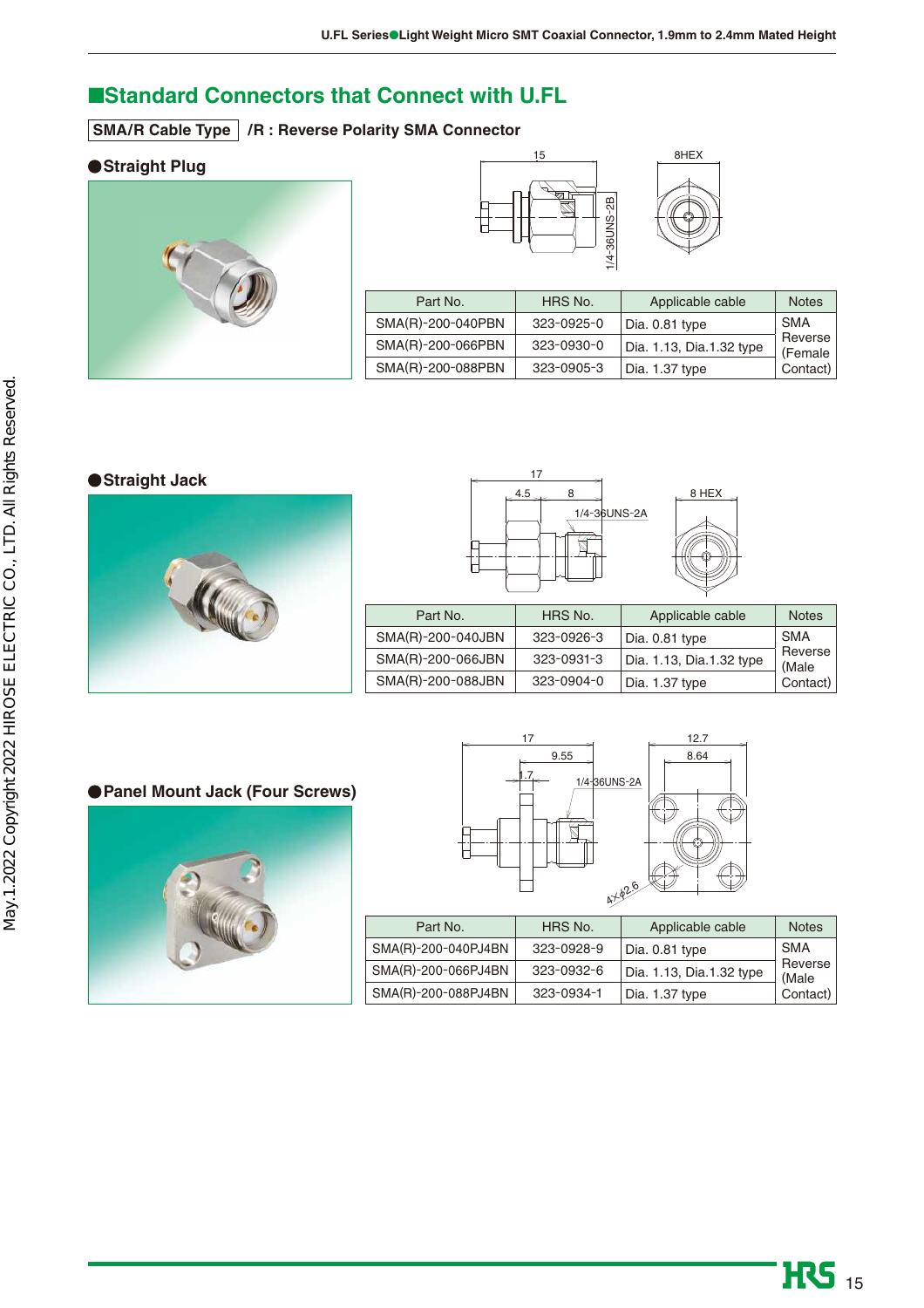## ■Standard Connectors that Connect with U.FL

**SMA/R Cable Type** /R : Reverse Polarity SMA Connector

### ●Straight Plug

| Part No. | HRS No. | Applicable cable | Notes |
|---|---|---|---|
| SMA(R)-200-040PBN | 323-0925-0 | Dia. 0.81 type | SMA Reverse (Female Contact) |
| SMA(R)-200-066PBN | 323-0930-0 | Dia. 1.13, Dia.1.32 type | |
| SMA(R)-200-088PBN | 323-0905-3 | Dia. 1.37 type | |

### ●Straight Jack

| Part No. | HRS No. | Applicable cable | Notes |
|---|---|---|---|
| SMA(R)-200-040JBN | 323-0926-3 | Dia. 0.81 type | SMA Reverse (Male Contact) |
| SMA(R)-200-066JBN | 323-0931-3 | Dia. 1.13, Dia.1.32 type | |
| SMA(R)-200-088JBN | 323-0904-0 | Dia. 1.37 type | |

### ●Panel Mount Jack (Four Screws)

| Part No. | HRS No. | Applicable cable | Notes |
|---|---|---|---|
| SMA(R)-200-040PJ4BN | 323-0928-9 | Dia. 0.81 type | SMA Reverse (Male Contact) |
| SMA(R)-200-066PJ4BN | 323-0932-6 | Dia. 1.13, Dia.1.32 type | |
| SMA(R)-200-088PJ4BN | 323-0934-1 | Dia. 1.37 type | |

May.1.2022 Copyright 2022 HIROSE ELECTRIC CO., LTD. All Rights Reserved.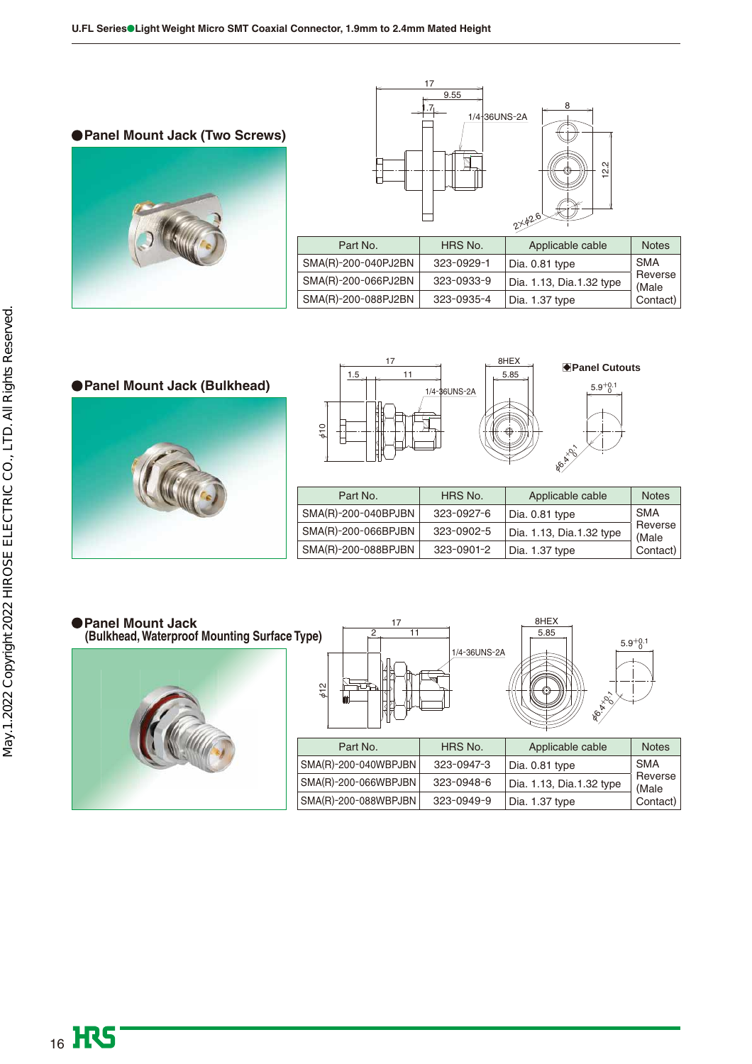## Panel Mount Jack (Two Screws)

| Part No. | HRS No. | Applicable cable | Notes |
|---|---|---|---|
| SMA(R)-200-040PJ2BN | 323-0929-1 | Dia. 0.81 type | SMA Reverse (Male Contact) |
| SMA(R)-200-066PJ2BN | 323-0933-9 | Dia. 1.13, Dia.1.32 type | |
| SMA(R)-200-088PJ2BN | 323-0935-4 | Dia. 1.37 type | |

## Panel Mount Jack (Bulkhead)

◆Panel Cutouts

| Part No. | HRS No. | Applicable cable | Notes |
|---|---|---|---|
| SMA(R)-200-040BPJBN | 323-0927-6 | Dia. 0.81 type | SMA Reverse (Male Contact) |
| SMA(R)-200-066BPJBN | 323-0902-5 | Dia. 1.13, Dia.1.32 type | |
| SMA(R)-200-088BPJBN | 323-0901-2 | Dia. 1.37 type | |

## Panel Mount Jack (Bulkhead, Waterproof Mounting Surface Type)

| Part No. | HRS No. | Applicable cable | Notes |
|---|---|---|---|
| SMA(R)-200-040WBPJBN | 323-0947-3 | Dia. 0.81 type | SMA Reverse (Male Contact) |
| SMA(R)-200-066WBPJBN | 323-0948-6 | Dia. 1.13, Dia.1.32 type | |
| SMA(R)-200-088WBPJBN | 323-0949-9 | Dia. 1.37 type | |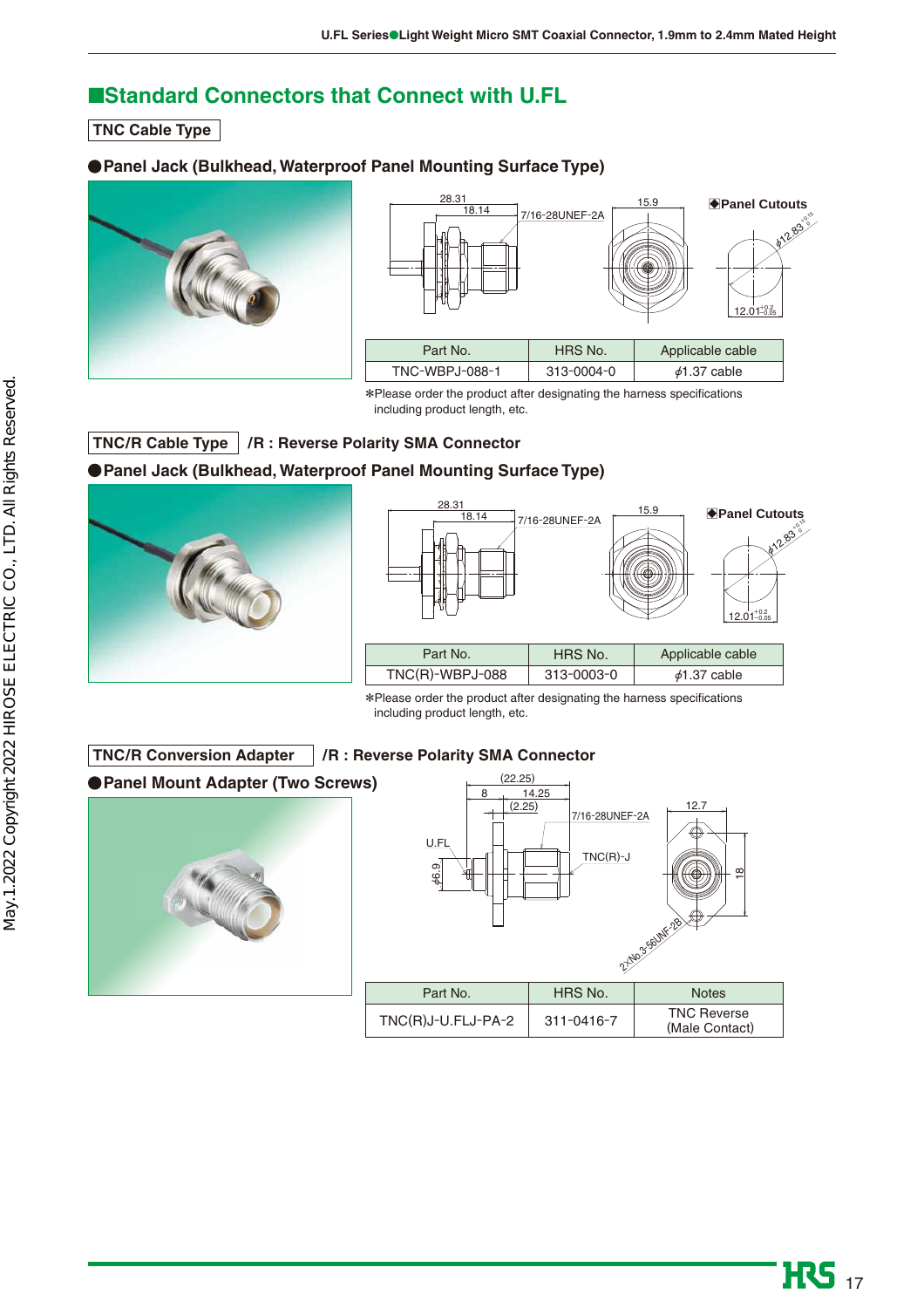## ■Standard Connectors that Connect with U.FL

### TNC Cable Type

**●Panel Jack (Bulkhead, Waterproof Panel Mounting Surface Type)**

◆Panel Cutouts

| Part No. | HRS No. | Applicable cable |
|---|---|---|
| TNC-WBPJ-088-1 | 313-0004-0 | $\phi$1.37 cable |

*Please order the product after designating the harness specifications including product length, etc.

### TNC/R Cable Type  /R : Reverse Polarity SMA Connector

**●Panel Jack (Bulkhead, Waterproof Panel Mounting Surface Type)**

◆Panel Cutouts

| Part No. | HRS No. | Applicable cable |
|---|---|---|
| TNC(R)-WBPJ-088 | 313-0003-0 | $\phi$1.37 cable |

*Please order the product after designating the harness specifications including product length, etc.

### TNC/R Conversion Adapter  /R : Reverse Polarity SMA Connector

**●Panel Mount Adapter (Two Screws)**

| Part No. | HRS No. | Notes |
|---|---|---|
| TNC(R)J-U.FLJ-PA-2 | 311-0416-7 | TNC Reverse (Male Contact) |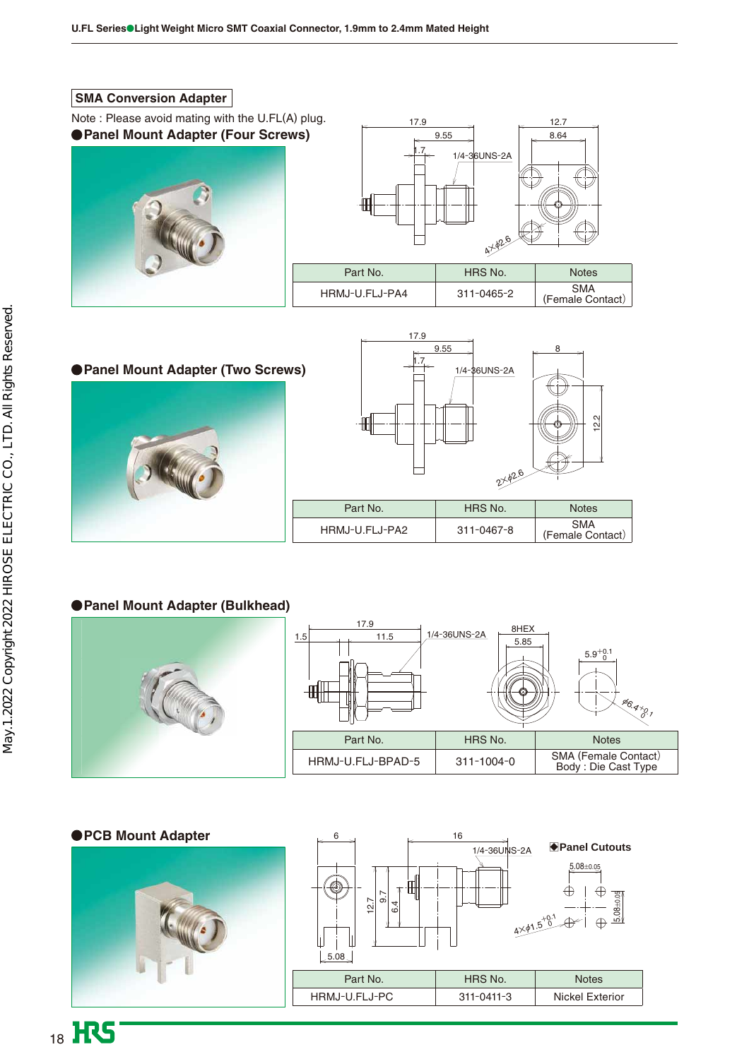## SMA Conversion Adapter

Note : Please avoid mating with the U.FL(A) plug.

### ●Panel Mount Adapter (Four Screws)

| Part No. | HRS No. | Notes |
|---|---|---|
| HRMJ-U.FLJ-PA4 | 311-0465-2 | SMA (Female Contact) |

### ●Panel Mount Adapter (Two Screws)

| Part No. | HRS No. | Notes |
|---|---|---|
| HRMJ-U.FLJ-PA2 | 311-0467-8 | SMA (Female Contact) |

### ●Panel Mount Adapter (Bulkhead)

| Part No. | HRS No. | Notes |
|---|---|---|
| HRMJ-U.FLJ-BPAD-5 | 311-1004-0 | SMA (Female Contact) Body : Die Cast Type |

### ●PCB Mount Adapter

◆Panel Cutouts

| Part No. | HRS No. | Notes |
|---|---|---|
| HRMJ-U.FLJ-PC | 311-0411-3 | Nickel Exterior |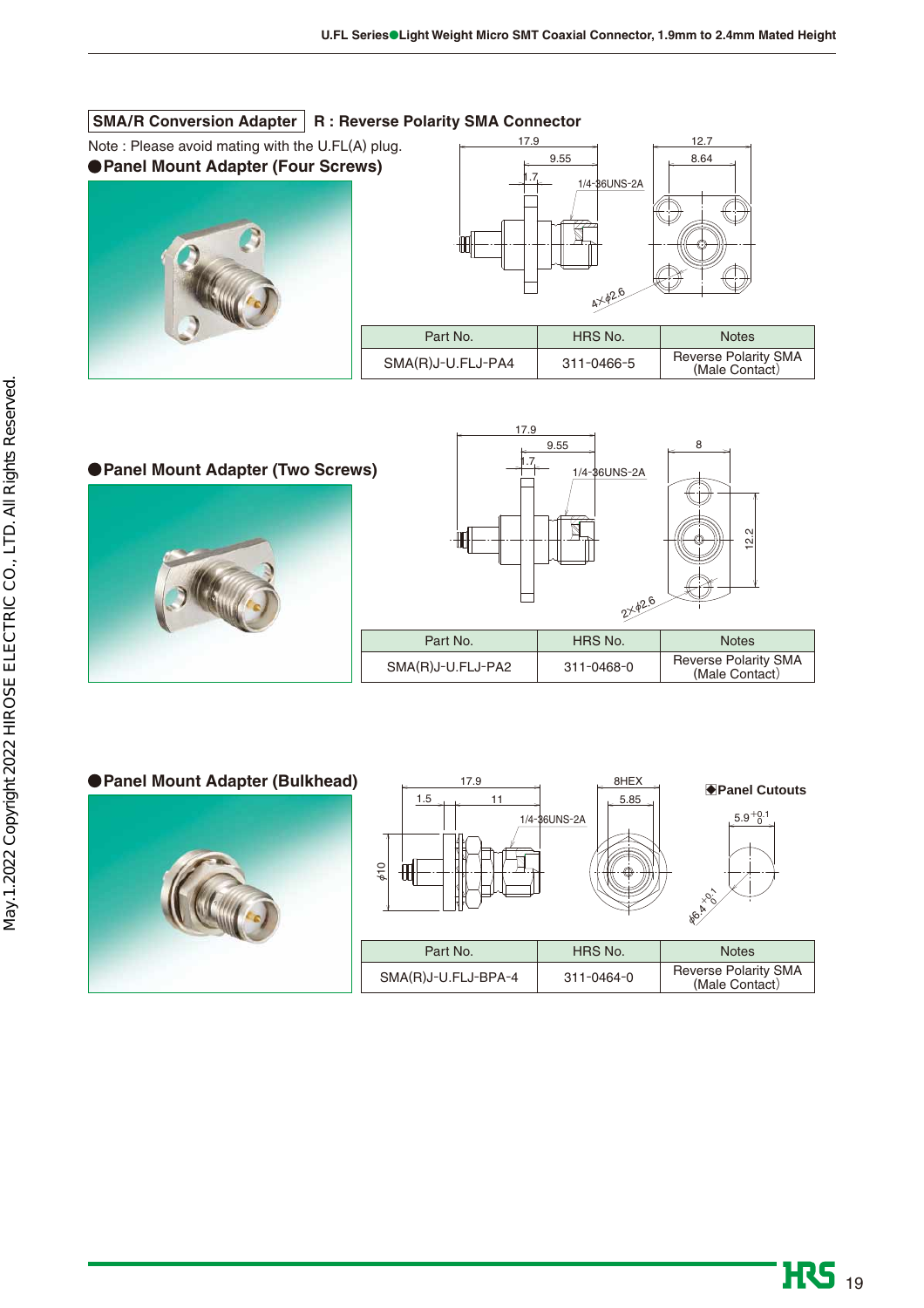## SMA/R Conversion Adapter　R : Reverse Polarity SMA Connector

Note : Please avoid mating with the U.FL(A) plug.

### ●Panel Mount Adapter (Four Screws)

| Part No. | HRS No. | Notes |
|---|---|---|
| SMA(R)J-U.FLJ-PA4 | 311-0466-5 | Reverse Polarity SMA (Male Contact) |

### ●Panel Mount Adapter (Two Screws)

| Part No. | HRS No. | Notes |
|---|---|---|
| SMA(R)J-U.FLJ-PA2 | 311-0468-0 | Reverse Polarity SMA (Male Contact) |

### ●Panel Mount Adapter (Bulkhead)

◆Panel Cutouts

| Part No. | HRS No. | Notes |
|---|---|---|
| SMA(R)J-U.FLJ-BPA-4 | 311-0464-0 | Reverse Polarity SMA (Male Contact) |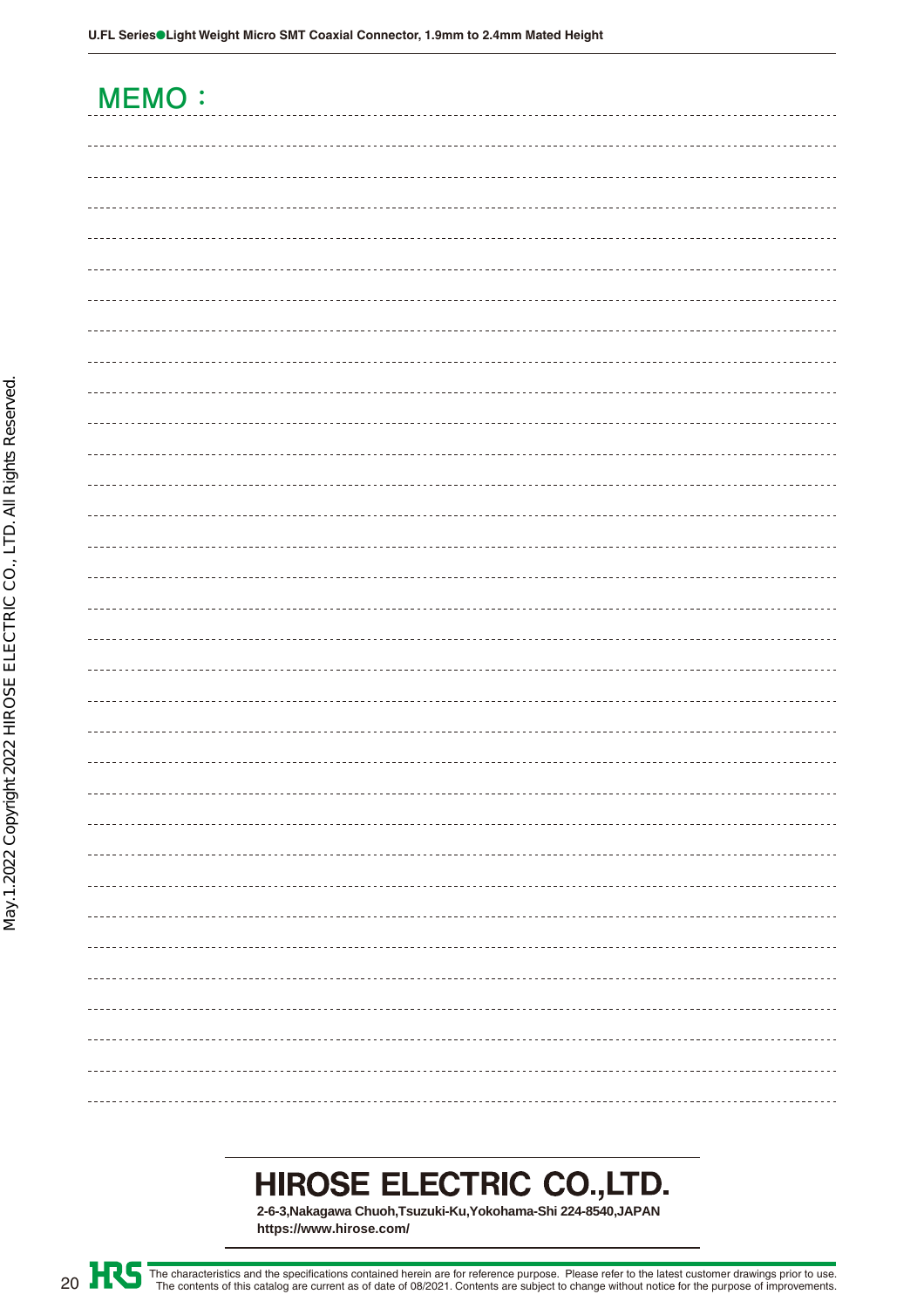## MEMO：

# HIROSE ELECTRIC CO.,LTD.

**2-6-3,Nakagawa Chuoh,Tsuzuki-Ku,Yokohama-Shi 224-8540,JAPAN**
**https://www.hirose.com/**

The characteristics and the specifications contained herein are for reference purpose. Please refer to the latest customer drawings prior to use.
The contents of this catalog are current as of date of 08/2021. Contents are subject to change without notice for the purpose of improvements.